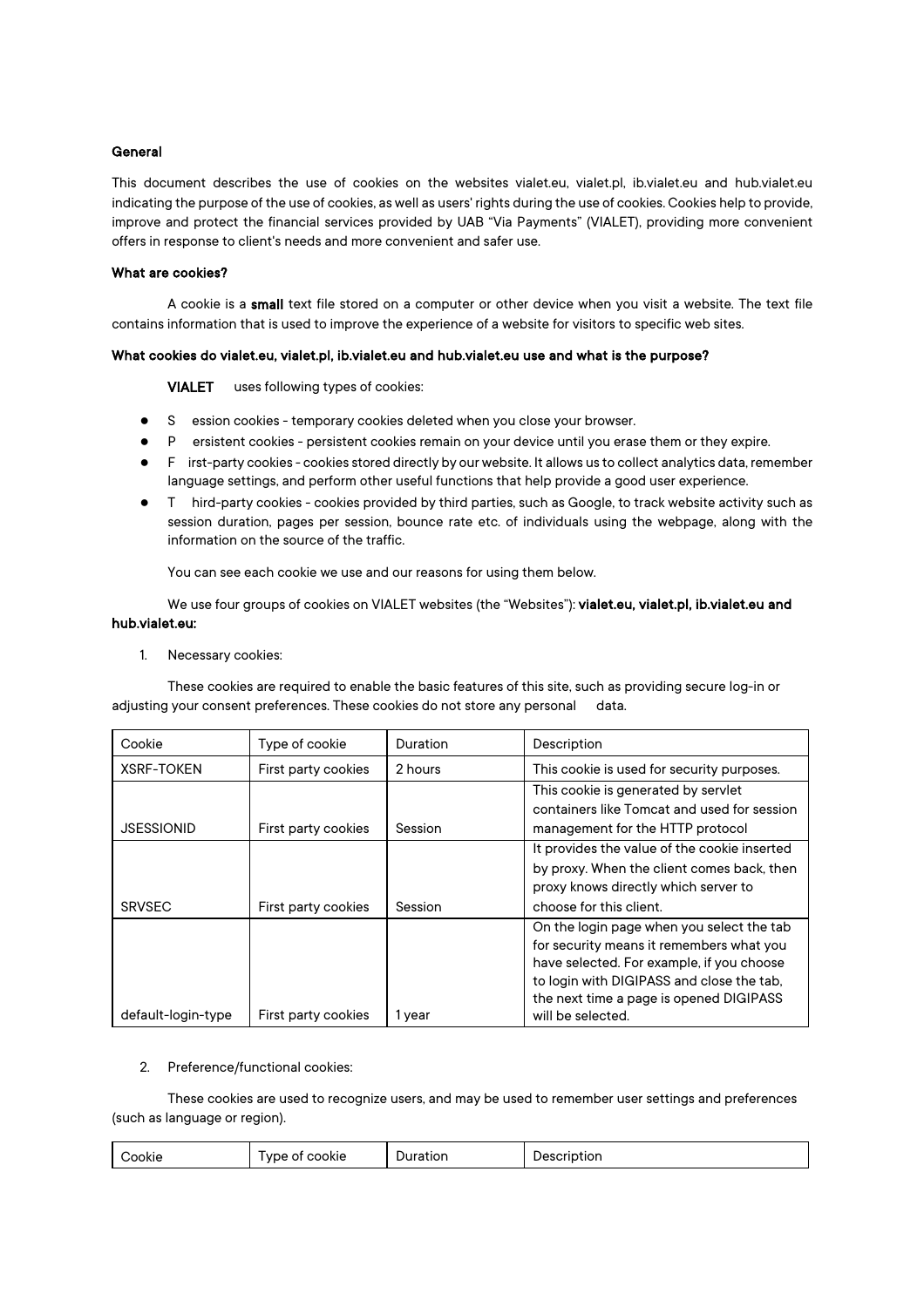**General**

This document describes the use of cookies on the websites vialet.eu, vialet.pl, ib.vialet.eu and hub.vialet.eu indicating the purpose of the use of cookies, as well as users' rights during the use of cookies. Cookies help to provide, improve and protect the financial services provided by UAB "Via Payments" (VIALET), providing more convenient offers in response to client's needs and more convenient and safer use.

**What are cookies?**

A cookie is a **small** text file stored on a computer or other device when you visit a website. The text file contains information that is used to improve the experience of a website for visitors to specific web sites.

**What cookies do vialet.eu, vialet.pl, ib.vialet.eu and hub.vialet.eu use and what is the purpose?**

**VIALET** uses following types of cookies:

- Session cookies - temporary cookies deleted when you close your browser.
- Persistent cookies - persistent cookies remain on your device until you erase them or they expire.
- First-party cookies - cookies stored directly by our website. It allows us to collect analytics data, remember language settings, and perform other useful functions that help provide a good user experience.
- Third-party cookies - cookies provided by third parties, such as Google, to track website activity such as session duration, pages per session, bounce rate etc. of individuals using the webpage, along with the information on the source of the traffic.

You can see each cookie we use and our reasons for using them below.

We use four groups of cookies on VIALET websites (the "Websites"): **vialet.eu, vialet.pl, ib.vialet.eu and hub.vialet.eu:**

1. Necessary cookies:

These cookies are required to enable the basic features of this site, such as providing secure log-in or adjusting your consent preferences. These cookies do not store any personal data.

| Cookie | Type of cookie | Duration | Description |
|---|---|---|---|
| XSRF-TOKEN | First party cookies | 2 hours | This cookie is used for security purposes. |
| JSESSIONID | First party cookies | Session | This cookie is generated by servlet containers like Tomcat and used for session management for the HTTP protocol |
| SRVSEC | First party cookies | Session | It provides the value of the cookie inserted by proxy. When the client comes back, then proxy knows directly which server to choose for this client. |
| default-login-type | First party cookies | 1 year | On the login page when you select the tab for security means it remembers what you have selected. For example, if you choose to login with DIGIPASS and close the tab, the next time a page is opened DIGIPASS will be selected. |

2. Preference/functional cookies:

These cookies are used to recognize users, and may be used to remember user settings and preferences (such as language or region).

| Cookie | Type of cookie | Duration | Description |
|---|---|---|---|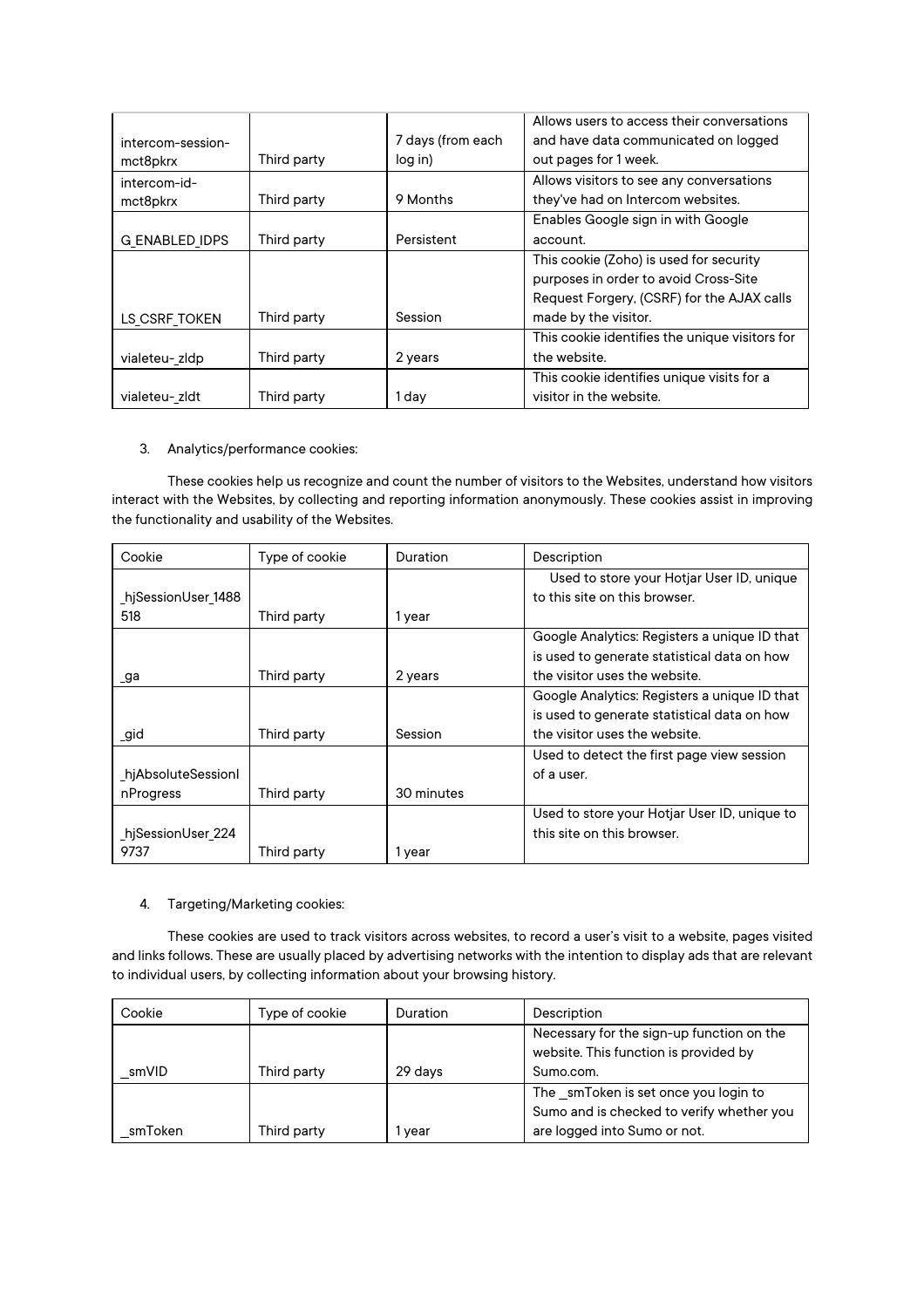| | | | |
|---|---|---|---|
| intercom-session-mct8pkrx | Third party | 7 days (from each log in) | Allows users to access their conversations and have data communicated on logged out pages for 1 week. |
| intercom-id-mct8pkrx | Third party | 9 Months | Allows visitors to see any conversations they've had on Intercom websites. |
| G_ENABLED_IDPS | Third party | Persistent | Enables Google sign in with Google account. |
| LS_CSRF_TOKEN | Third party | Session | This cookie (Zoho) is used for security purposes in order to avoid Cross-Site Request Forgery, (CSRF) for the AJAX calls made by the visitor. |
| vialeteu-_zldp | Third party | 2 years | This cookie identifies the unique visitors for the website. |
| vialeteu-_zldt | Third party | 1 day | This cookie identifies unique visits for a visitor in the website. |

3. Analytics/performance cookies:

These cookies help us recognize and count the number of visitors to the Websites, understand how visitors interact with the Websites, by collecting and reporting information anonymously. These cookies assist in improving the functionality and usability of the Websites.

| Cookie | Type of cookie | Duration | Description |
|---|---|---|---|
| _hjSessionUser_1488518 | Third party | 1 year | Used to store your Hotjar User ID, unique to this site on this browser. |
| _ga | Third party | 2 years | Google Analytics: Registers a unique ID that is used to generate statistical data on how the visitor uses the website. |
| _gid | Third party | Session | Google Analytics: Registers a unique ID that is used to generate statistical data on how the visitor uses the website. |
| _hjAbsoluteSessionInProgress | Third party | 30 minutes | Used to detect the first page view session of a user. |
| _hjSessionUser_2249737 | Third party | 1 year | Used to store your Hotjar User ID, unique to this site on this browser. |

4. Targeting/Marketing cookies:

These cookies are used to track visitors across websites, to record a user's visit to a website, pages visited and links follows. These are usually placed by advertising networks with the intention to display ads that are relevant to individual users, by collecting information about your browsing history.

| Cookie | Type of cookie | Duration | Description |
|---|---|---|---|
| __smVID | Third party | 29 days | Necessary for the sign-up function on the website. This function is provided by Sumo.com. |
| __smToken | Third party | 1 year | The _smToken is set once you login to Sumo and is checked to verify whether you are logged into Sumo or not. |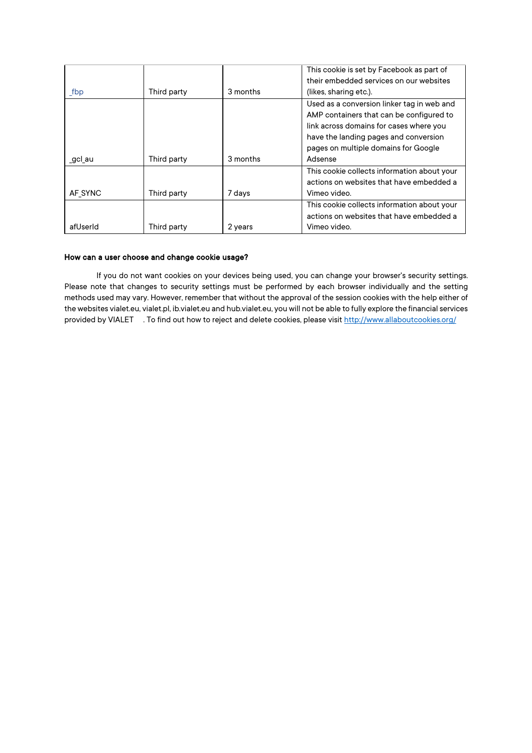| | | | |
|---|---|---|---|
| _fbp | Third party | 3 months | This cookie is set by Facebook as part of their embedded services on our websites (likes, sharing etc.). |
| _gcl_au | Third party | 3 months | Used as a conversion linker tag in web and AMP containers that can be configured to link across domains for cases where you have the landing pages and conversion pages on multiple domains for Google Adsense |
| AF_SYNC | Third party | 7 days | This cookie collects information about your actions on websites that have embedded a Vimeo video. |
| afUserId | Third party | 2 years | This cookie collects information about your actions on websites that have embedded a Vimeo video. |

**How can a user choose and change cookie usage?**

If you do not want cookies on your devices being used, you can change your browser's security settings. Please note that changes to security settings must be performed by each browser individually and the setting methods used may vary. However, remember that without the approval of the session cookies with the help either of the websites vialet.eu, vialet.pl, ib.vialet.eu and hub.vialet.eu, you will not be able to fully explore the financial services provided by VIALET . To find out how to reject and delete cookies, please visit http://www.allaboutcookies.org/